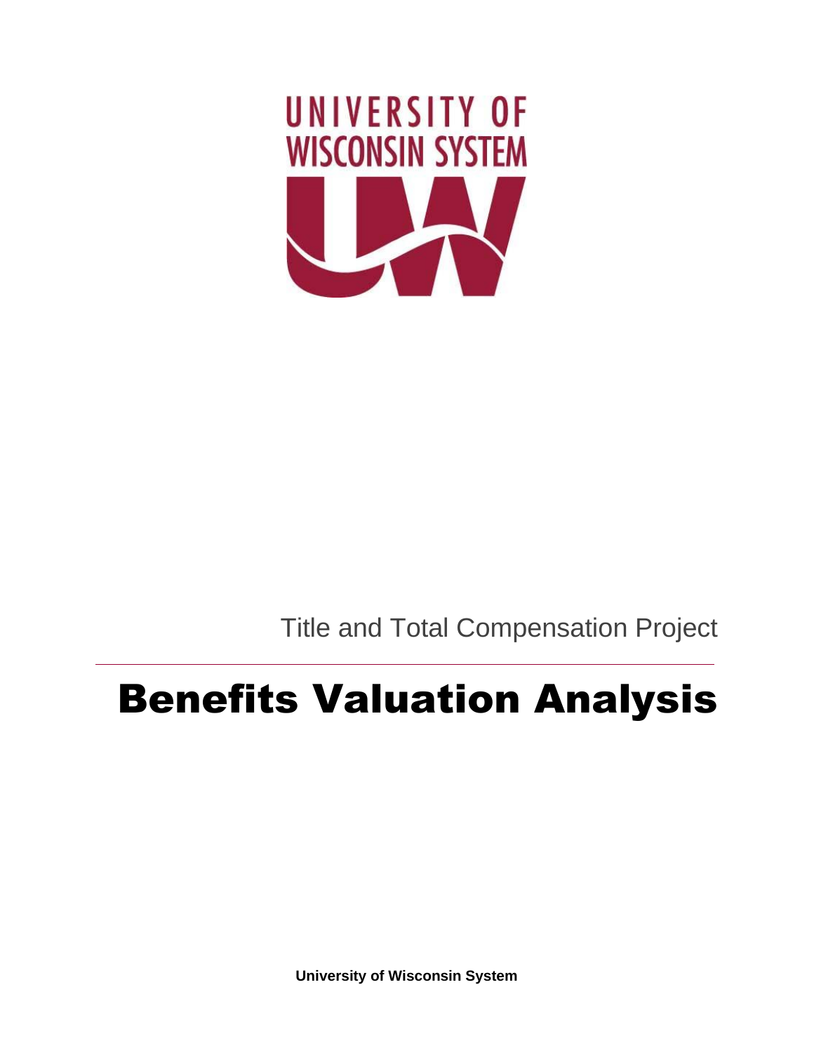Title and Total Compensation Project

# Benefits Valuation Analysis

**University of Wisconsin System**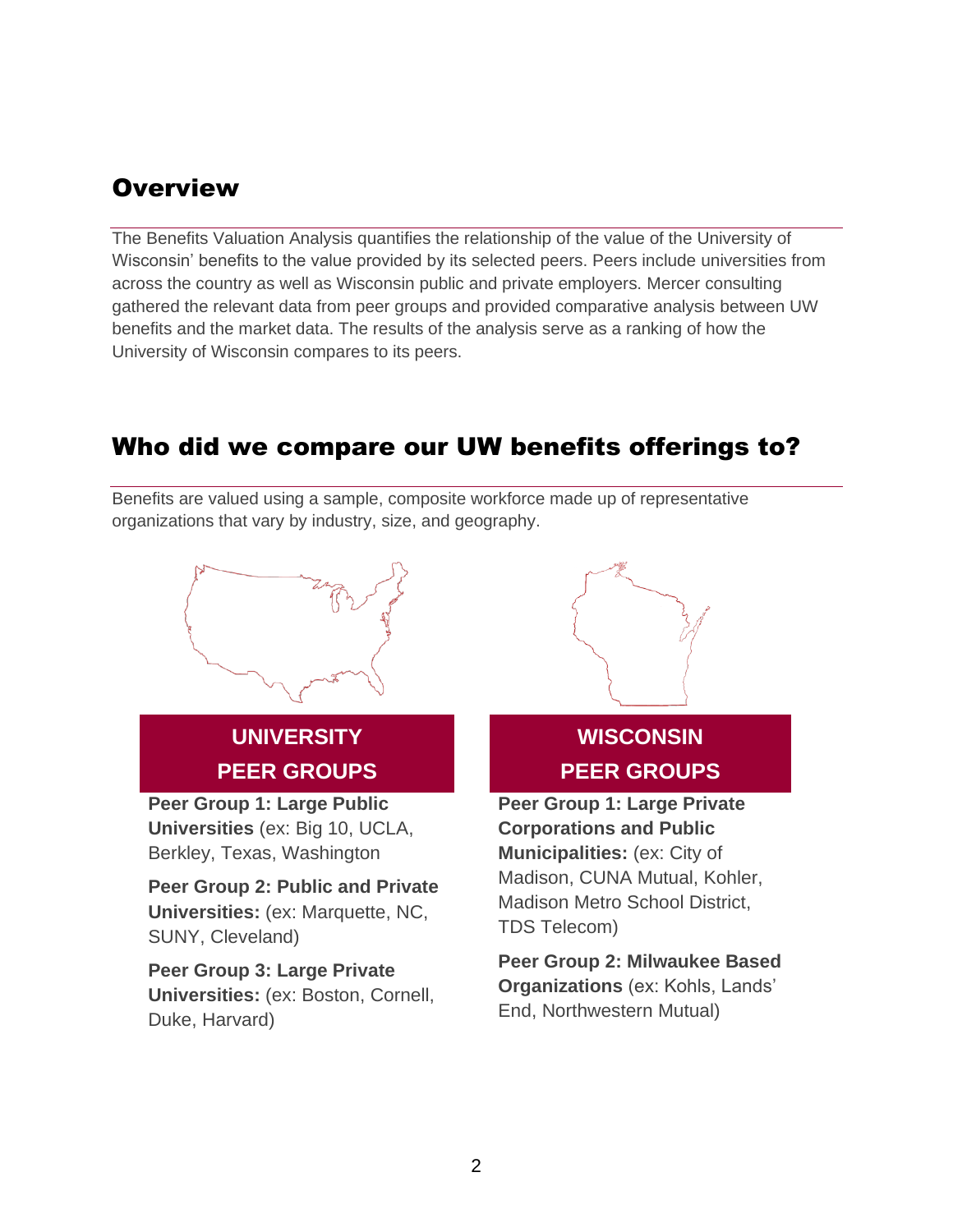## Overview

The Benefits Valuation Analysis quantifies the relationship of the value of the University of Wisconsin' benefits to the value provided by its selected peers. Peers include universities from across the country as well as Wisconsin public and private employers. Mercer consulting gathered the relevant data from peer groups and provided comparative analysis between UW benefits and the market data. The results of the analysis serve as a ranking of how the University of Wisconsin compares to its peers.

## Who did we compare our UW benefits offerings to?

Benefits are valued using a sample, composite workforce made up of representative organizations that vary by industry, size, and geography.

### UNIVERSITY PEER GROUPS

**Peer Group 1: Large Public Universities** (ex: Big 10, UCLA, Berkley, Texas, Washington

**Peer Group 2: Public and Private Universities:** (ex: Marquette, NC, SUNY, Cleveland)

**Peer Group 3: Large Private Universities:** (ex: Boston, Cornell, Duke, Harvard)

### WISCONSIN PEER GROUPS

**Peer Group 1: Large Private Corporations and Public Municipalities:** (ex: City of Madison, CUNA Mutual, Kohler, Madison Metro School District, TDS Telecom)

**Peer Group 2: Milwaukee Based Organizations** (ex: Kohls, Lands' End, Northwestern Mutual)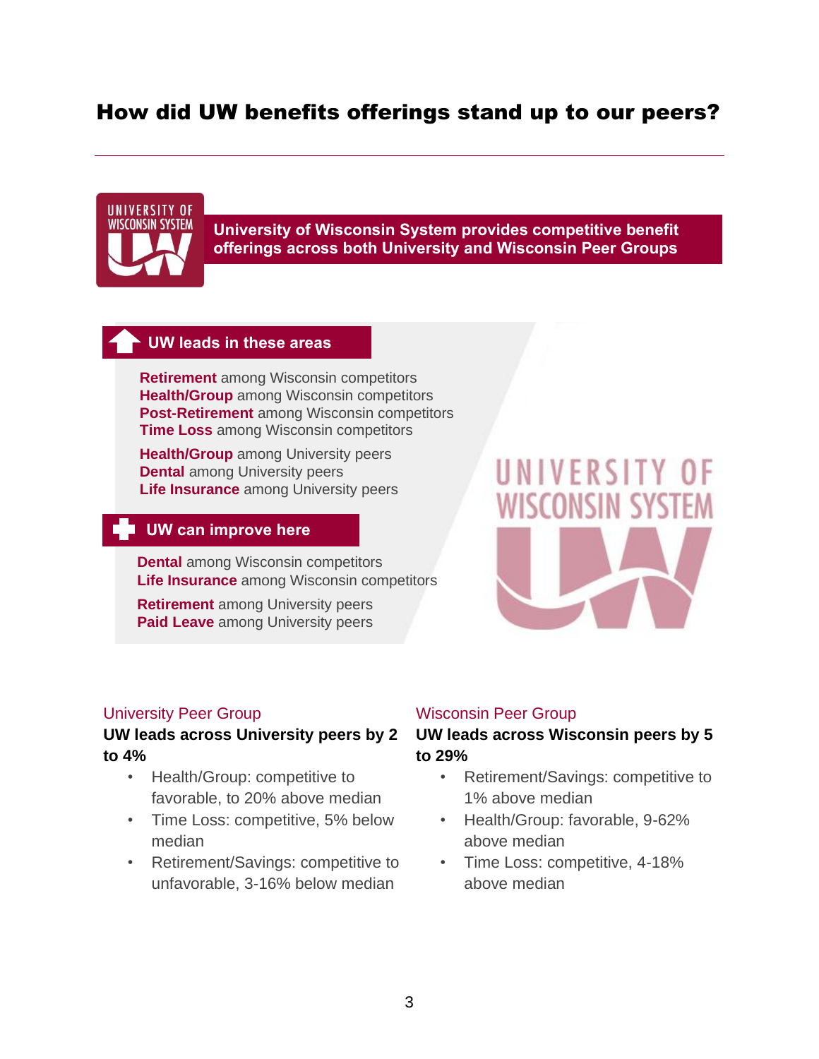# How did UW benefits offerings stand up to our peers?

**University of Wisconsin System provides competitive benefit offerings across both University and Wisconsin Peer Groups**

## UW leads in these areas

**Retirement** among Wisconsin competitors
**Health/Group** among Wisconsin competitors
**Post-Retirement** among Wisconsin competitors
**Time Loss** among Wisconsin competitors

**Health/Group** among University peers
**Dental** among University peers
**Life Insurance** among University peers

## UW can improve here

**Dental** among Wisconsin competitors
**Life Insurance** among Wisconsin competitors

**Retirement** among University peers
**Paid Leave** among University peers

### University Peer Group

**UW leads across University peers by 2 to 4%**

- Health/Group: competitive to favorable, to 20% above median
- Time Loss: competitive, 5% below median
- Retirement/Savings: competitive to unfavorable, 3-16% below median

### Wisconsin Peer Group

**UW leads across Wisconsin peers by 5 to 29%**

- Retirement/Savings: competitive to 1% above median
- Health/Group: favorable, 9-62% above median
- Time Loss: competitive, 4-18% above median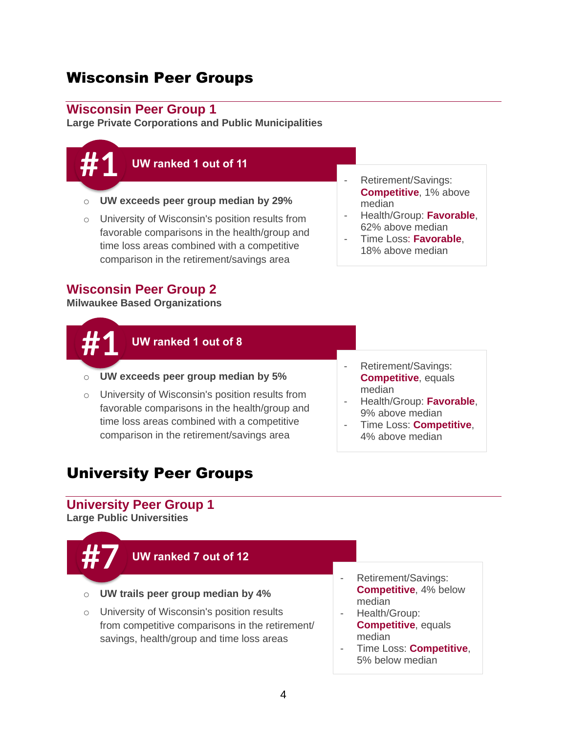# Wisconsin Peer Groups

## Wisconsin Peer Group 1

**Large Private Corporations and Public Municipalities**

**#1 UW ranked 1 out of 11**

- **UW exceeds peer group median by 29%**
- University of Wisconsin's position results from favorable comparisons in the health/group and time loss areas combined with a competitive comparison in the retirement/savings area

- Retirement/Savings: **Competitive**, 1% above median
- Health/Group: **Favorable**, 62% above median
- Time Loss: **Favorable**, 18% above median

## Wisconsin Peer Group 2

**Milwaukee Based Organizations**

**#1 UW ranked 1 out of 8**

- **UW exceeds peer group median by 5%**
- University of Wisconsin's position results from favorable comparisons in the health/group and time loss areas combined with a competitive comparison in the retirement/savings area

- Retirement/Savings: **Competitive**, equals median
- Health/Group: **Favorable**, 9% above median
- Time Loss: **Competitive**, 4% above median

# University Peer Groups

## University Peer Group 1

**Large Public Universities**

**#7 UW ranked 7 out of 12**

- **UW trails peer group median by 4%**
- University of Wisconsin's position results from competitive comparisons in the retirement/ savings, health/group and time loss areas

- Retirement/Savings: **Competitive**, 4% below median
- Health/Group: **Competitive**, equals median
- Time Loss: **Competitive**, 5% below median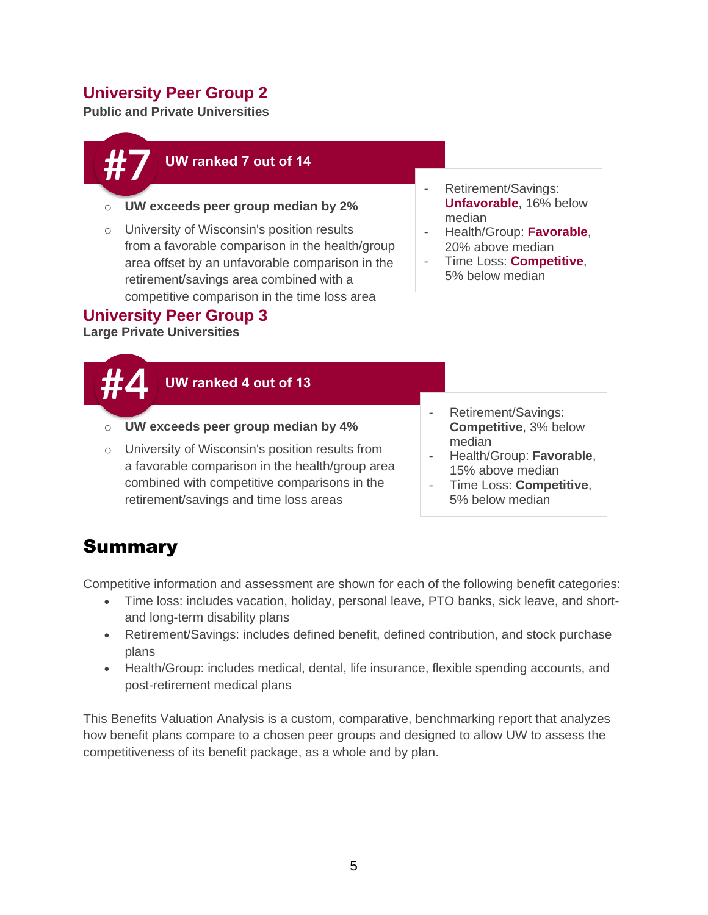## University Peer Group 2

**Public and Private Universities**

### #7 UW ranked 7 out of 14

- **UW exceeds peer group median by 2%**
- University of Wisconsin's position results from a favorable comparison in the health/group area offset by an unfavorable comparison in the retirement/savings area combined with a competitive comparison in the time loss area

- Retirement/Savings: **Unfavorable**, 16% below median
- Health/Group: **Favorable**, 20% above median
- Time Loss: **Competitive**, 5% below median

## University Peer Group 3

**Large Private Universities**

### #4 UW ranked 4 out of 13

- **UW exceeds peer group median by 4%**
- University of Wisconsin's position results from a favorable comparison in the health/group area combined with competitive comparisons in the retirement/savings and time loss areas

- Retirement/Savings: **Competitive**, 3% below median
- Health/Group: **Favorable**, 15% above median
- Time Loss: **Competitive**, 5% below median

# Summary

Competitive information and assessment are shown for each of the following benefit categories:

- Time loss: includes vacation, holiday, personal leave, PTO banks, sick leave, and short- and long-term disability plans
- Retirement/Savings: includes defined benefit, defined contribution, and stock purchase plans
- Health/Group: includes medical, dental, life insurance, flexible spending accounts, and post-retirement medical plans

This Benefits Valuation Analysis is a custom, comparative, benchmarking report that analyzes how benefit plans compare to a chosen peer groups and designed to allow UW to assess the competitiveness of its benefit package, as a whole and by plan.